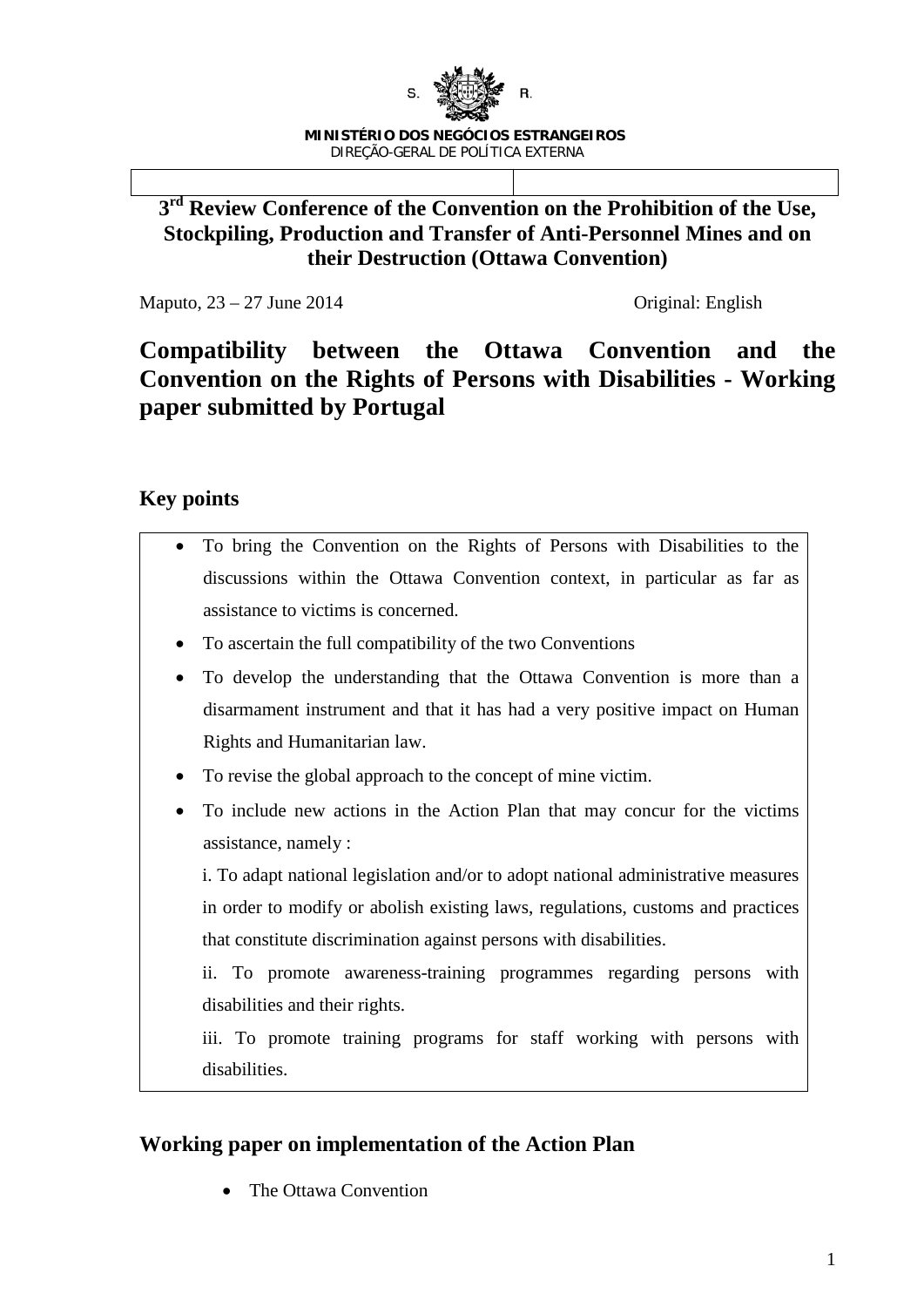S. R.

**MINISTÉRIO DOS NEGÓCIOS ESTRANGEIROS**
DIREÇÃO-GERAL DE POLÍTICA EXTERNA

**3rd Review Conference of the Convention on the Prohibition of the Use, Stockpiling, Production and Transfer of Anti-Personnel Mines and on their Destruction (Ottawa Convention)**

Maputo, 23 – 27 June 2014 Original: English

# Compatibility between the Ottawa Convention and the Convention on the Rights of Persons with Disabilities - Working paper submitted by Portugal

## Key points

- To bring the Convention on the Rights of Persons with Disabilities to the discussions within the Ottawa Convention context, in particular as far as assistance to victims is concerned.
- To ascertain the full compatibility of the two Conventions
- To develop the understanding that the Ottawa Convention is more than a disarmament instrument and that it has had a very positive impact on Human Rights and Humanitarian law.
- To revise the global approach to the concept of mine victim.
- To include new actions in the Action Plan that may concur for the victims assistance, namely :

  i. To adapt national legislation and/or to adopt national administrative measures in order to modify or abolish existing laws, regulations, customs and practices that constitute discrimination against persons with disabilities.

  ii. To promote awareness-training programmes regarding persons with disabilities and their rights.

  iii. To promote training programs for staff working with persons with disabilities.

## Working paper on implementation of the Action Plan

- The Ottawa Convention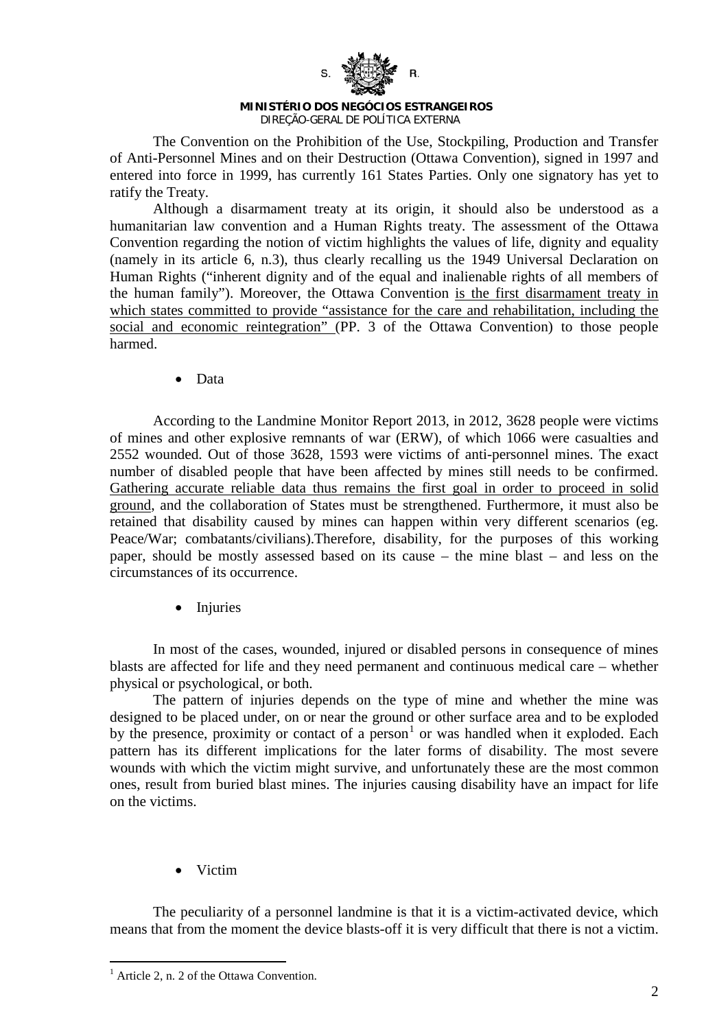The Convention on the Prohibition of the Use, Stockpiling, Production and Transfer of Anti-Personnel Mines and on their Destruction (Ottawa Convention), signed in 1997 and entered into force in 1999, has currently 161 States Parties. Only one signatory has yet to ratify the Treaty.

Although a disarmament treaty at its origin, it should also be understood as a humanitarian law convention and a Human Rights treaty. The assessment of the Ottawa Convention regarding the notion of victim highlights the values of life, dignity and equality (namely in its article 6, n.3), thus clearly recalling us the 1949 Universal Declaration on Human Rights ("inherent dignity and of the equal and inalienable rights of all members of the human family"). Moreover, the Ottawa Convention is the first disarmament treaty in which states committed to provide "assistance for the care and rehabilitation, including the social and economic reintegration" (PP. 3 of the Ottawa Convention) to those people harmed.

- Data

According to the Landmine Monitor Report 2013, in 2012, 3628 people were victims of mines and other explosive remnants of war (ERW), of which 1066 were casualties and 2552 wounded. Out of those 3628, 1593 were victims of anti-personnel mines. The exact number of disabled people that have been affected by mines still needs to be confirmed. Gathering accurate reliable data thus remains the first goal in order to proceed in solid ground, and the collaboration of States must be strengthened. Furthermore, it must also be retained that disability caused by mines can happen within very different scenarios (eg. Peace/War; combatants/civilians).Therefore, disability, for the purposes of this working paper, should be mostly assessed based on its cause – the mine blast – and less on the circumstances of its occurrence.

- Injuries

In most of the cases, wounded, injured or disabled persons in consequence of mines blasts are affected for life and they need permanent and continuous medical care – whether physical or psychological, or both.

The pattern of injuries depends on the type of mine and whether the mine was designed to be placed under, on or near the ground or other surface area and to be exploded by the presence, proximity or contact of a person[1] or was handled when it exploded. Each pattern has its different implications for the later forms of disability. The most severe wounds with which the victim might survive, and unfortunately these are the most common ones, result from buried blast mines. The injuries causing disability have an impact for life on the victims.

- Victim

The peculiarity of a personnel landmine is that it is a victim-activated device, which means that from the moment the device blasts-off it is very difficult that there is not a victim.

[1] Article 2, n. 2 of the Ottawa Convention.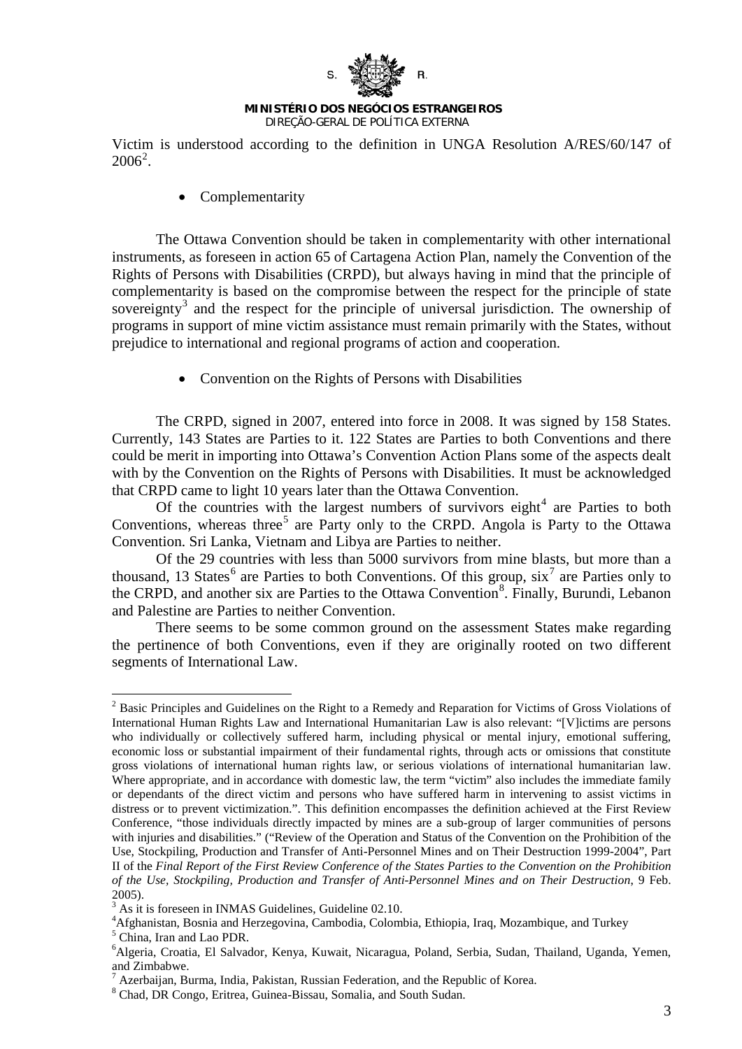Victim is understood according to the definition in UNGA Resolution A/RES/60/147 of 2006[2].

- Complementarity

The Ottawa Convention should be taken in complementarity with other international instruments, as foreseen in action 65 of Cartagena Action Plan, namely the Convention of the Rights of Persons with Disabilities (CRPD), but always having in mind that the principle of complementarity is based on the compromise between the respect for the principle of state sovereignty[3] and the respect for the principle of universal jurisdiction. The ownership of programs in support of mine victim assistance must remain primarily with the States, without prejudice to international and regional programs of action and cooperation.

- Convention on the Rights of Persons with Disabilities

The CRPD, signed in 2007, entered into force in 2008. It was signed by 158 States. Currently, 143 States are Parties to it. 122 States are Parties to both Conventions and there could be merit in importing into Ottawa's Convention Action Plans some of the aspects dealt with by the Convention on the Rights of Persons with Disabilities. It must be acknowledged that CRPD came to light 10 years later than the Ottawa Convention.

Of the countries with the largest numbers of survivors eight[4] are Parties to both Conventions, whereas three[5] are Party only to the CRPD. Angola is Party to the Ottawa Convention. Sri Lanka, Vietnam and Libya are Parties to neither.

Of the 29 countries with less than 5000 survivors from mine blasts, but more than a thousand, 13 States[6] are Parties to both Conventions. Of this group, six[7] are Parties only to the CRPD, and another six are Parties to the Ottawa Convention[8]. Finally, Burundi, Lebanon and Palestine are Parties to neither Convention.

There seems to be some common ground on the assessment States make regarding the pertinence of both Conventions, even if they are originally rooted on two different segments of International Law.

---

[2] Basic Principles and Guidelines on the Right to a Remedy and Reparation for Victims of Gross Violations of International Human Rights Law and International Humanitarian Law is also relevant: "[V]ictims are persons who individually or collectively suffered harm, including physical or mental injury, emotional suffering, economic loss or substantial impairment of their fundamental rights, through acts or omissions that constitute gross violations of international human rights law, or serious violations of international humanitarian law. Where appropriate, and in accordance with domestic law, the term "victim" also includes the immediate family or dependants of the direct victim and persons who have suffered harm in intervening to assist victims in distress or to prevent victimization.". This definition encompasses the definition achieved at the First Review Conference, "those individuals directly impacted by mines are a sub-group of larger communities of persons with injuries and disabilities." ("Review of the Operation and Status of the Convention on the Prohibition of the Use, Stockpiling, Production and Transfer of Anti-Personnel Mines and on Their Destruction 1999-2004", Part II of the *Final Report of the First Review Conference of the States Parties to the Convention on the Prohibition of the Use, Stockpiling, Production and Transfer of Anti-Personnel Mines and on Their Destruction*, 9 Feb. 2005).

[3] As it is foreseen in INMAS Guidelines, Guideline 02.10.

[4] Afghanistan, Bosnia and Herzegovina, Cambodia, Colombia, Ethiopia, Iraq, Mozambique, and Turkey

[5] China, Iran and Lao PDR.

[6] Algeria, Croatia, El Salvador, Kenya, Kuwait, Nicaragua, Poland, Serbia, Sudan, Thailand, Uganda, Yemen, and Zimbabwe.

[7] Azerbaijan, Burma, India, Pakistan, Russian Federation, and the Republic of Korea.

[8] Chad, DR Congo, Eritrea, Guinea-Bissau, Somalia, and South Sudan.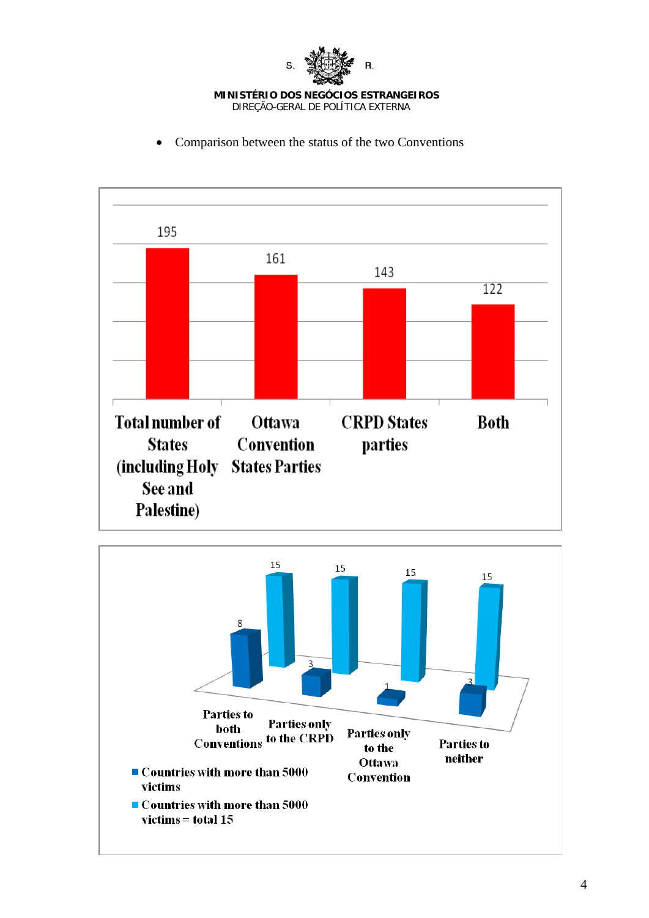- Comparison between the status of the two Conventions

| Total number of States (including Holy See and Palestine) | Ottawa Convention States Parties | CRPD States parties | Both |
|---|---|---|---|
| 195 | 161 | 143 | 122 |

| | Parties to both Conventions | Parties only to the CRPD | Parties only to the Ottawa Convention | Parties to neither |
|---|---|---|---|---|
| Countries with more than 5000 victims | 8 | 3 | 1 | 3 |
| Countries with more than 5000 victims = total 15 | 15 | 15 | 15 | 15 |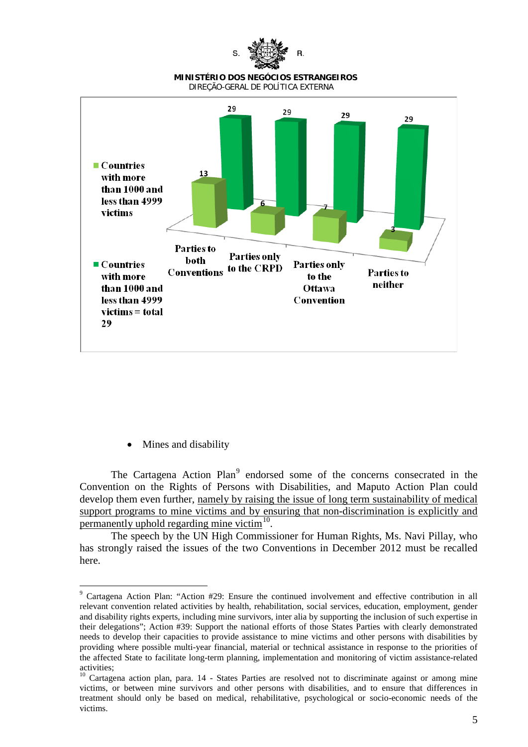| | Parties to both Conventions | Parties only to the CRPD | Parties only to the Ottawa Convention | Parties to neither |
|---|---|---|---|---|
| Countries with more than 1000 and less than 4999 victims | 13 | 6 | 7 | 3 |
| Countries with more than 1000 and less than 4999 victims = total 29 | 29 | 29 | 29 | 29 |

- Mines and disability

The Cartagena Action Plan[9] endorsed some of the concerns consecrated in the Convention on the Rights of Persons with Disabilities, and Maputo Action Plan could develop them even further, namely by raising the issue of long term sustainability of medical support programs to mine victims and by ensuring that non-discrimination is explicitly and permanently uphold regarding mine victim[10].

The speech by the UN High Commissioner for Human Rights, Ms. Navi Pillay, who has strongly raised the issues of the two Conventions in December 2012 must be recalled here.

---

[9] Cartagena Action Plan: "Action #29: Ensure the continued involvement and effective contribution in all relevant convention related activities by health, rehabilitation, social services, education, employment, gender and disability rights experts, including mine survivors, inter alia by supporting the inclusion of such expertise in their delegations"; Action #39: Support the national efforts of those States Parties with clearly demonstrated needs to develop their capacities to provide assistance to mine victims and other persons with disabilities by providing where possible multi-year financial, material or technical assistance in response to the priorities of the affected State to facilitate long-term planning, implementation and monitoring of victim assistance-related activities;

[10] Cartagena action plan, para. 14 - States Parties are resolved not to discriminate against or among mine victims, or between mine survivors and other persons with disabilities, and to ensure that differences in treatment should only be based on medical, rehabilitative, psychological or socio-economic needs of the victims.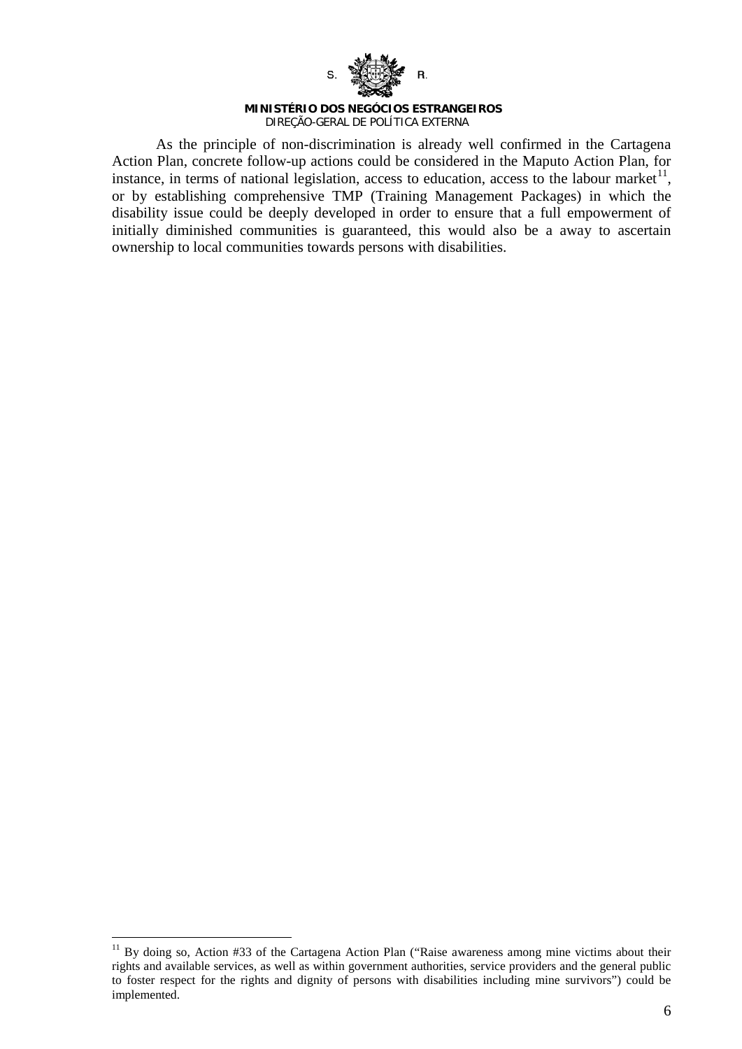As the principle of non-discrimination is already well confirmed in the Cartagena Action Plan, concrete follow-up actions could be considered in the Maputo Action Plan, for instance, in terms of national legislation, access to education, access to the labour market[11], or by establishing comprehensive TMP (Training Management Packages) in which the disability issue could be deeply developed in order to ensure that a full empowerment of initially diminished communities is guaranteed, this would also be a away to ascertain ownership to local communities towards persons with disabilities.

---

[11] By doing so, Action #33 of the Cartagena Action Plan ("Raise awareness among mine victims about their rights and available services, as well as within government authorities, service providers and the general public to foster respect for the rights and dignity of persons with disabilities including mine survivors") could be implemented.